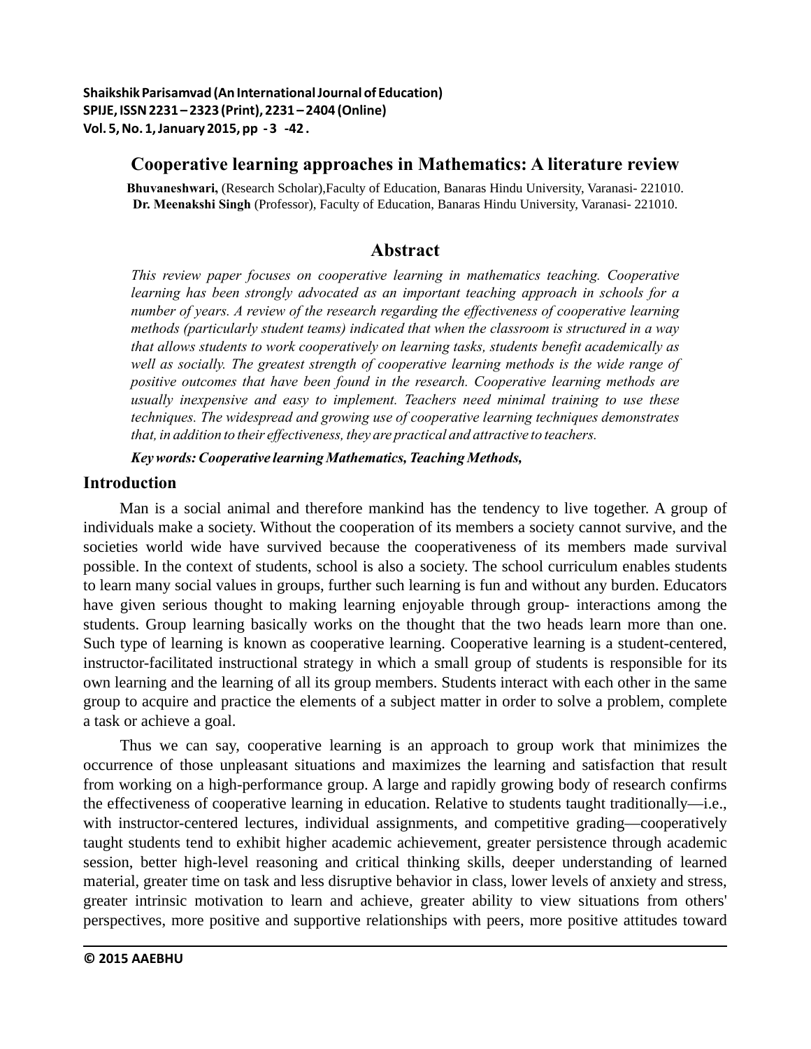# Cooperative learning approaches in Mathematics: A literature review

**Bhuvaneshwari,** (Research Scholar),Faculty of Education, Banaras Hindu University, Varanasi- 221010.
**Dr. Meenakshi Singh** (Professor), Faculty of Education, Banaras Hindu University, Varanasi- 221010.

## Abstract

*This review paper focuses on cooperative learning in mathematics teaching. Cooperative learning has been strongly advocated as an important teaching approach in schools for a number of years. A review of the research regarding the effectiveness of cooperative learning methods (particularly student teams) indicated that when the classroom is structured in a way that allows students to work cooperatively on learning tasks, students benefit academically as well as socially. The greatest strength of cooperative learning methods is the wide range of positive outcomes that have been found in the research. Cooperative learning methods are usually inexpensive and easy to implement. Teachers need minimal training to use these techniques. The widespread and growing use of cooperative learning techniques demonstrates that, in addition to their effectiveness, they are practical and attractive to teachers.*

***Key words: Cooperative learning Mathematics, Teaching Methods,***

## Introduction

Man is a social animal and therefore mankind has the tendency to live together. A group of individuals make a society. Without the cooperation of its members a society cannot survive, and the societies world wide have survived because the cooperativeness of its members made survival possible. In the context of students, school is also a society. The school curriculum enables students to learn many social values in groups, further such learning is fun and without any burden. Educators have given serious thought to making learning enjoyable through group- interactions among the students. Group learning basically works on the thought that the two heads learn more than one. Such type of learning is known as cooperative learning. Cooperative learning is a student-centered, instructor-facilitated instructional strategy in which a small group of students is responsible for its own learning and the learning of all its group members. Students interact with each other in the same group to acquire and practice the elements of a subject matter in order to solve a problem, complete a task or achieve a goal.

Thus we can say, cooperative learning is an approach to group work that minimizes the occurrence of those unpleasant situations and maximizes the learning and satisfaction that result from working on a high-performance group. A large and rapidly growing body of research confirms the effectiveness of cooperative learning in education. Relative to students taught traditionally—i.e., with instructor-centered lectures, individual assignments, and competitive grading—cooperatively taught students tend to exhibit higher academic achievement, greater persistence through academic session, better high-level reasoning and critical thinking skills, deeper understanding of learned material, greater time on task and less disruptive behavior in class, lower levels of anxiety and stress, greater intrinsic motivation to learn and achieve, greater ability to view situations from others' perspectives, more positive and supportive relationships with peers, more positive attitudes toward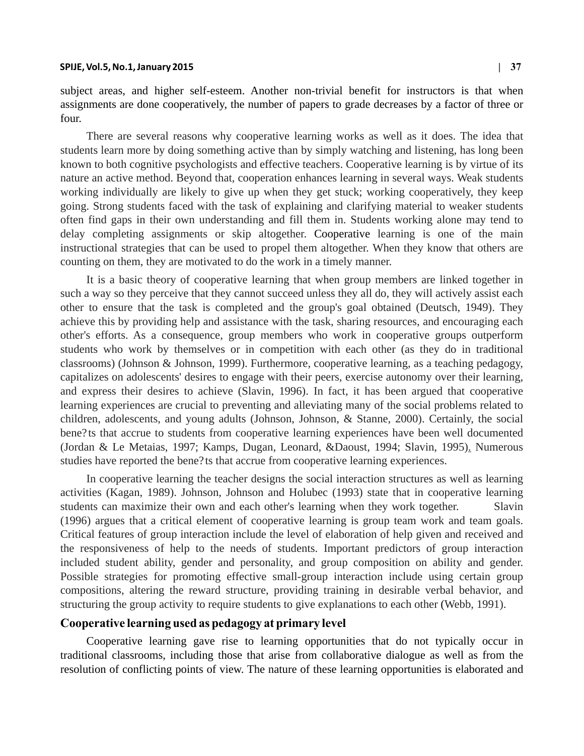subject areas, and higher self-esteem. Another non-trivial benefit for instructors is that when assignments are done cooperatively, the number of papers to grade decreases by a factor of three or four.

There are several reasons why cooperative learning works as well as it does. The idea that students learn more by doing something active than by simply watching and listening, has long been known to both cognitive psychologists and effective teachers. Cooperative learning is by virtue of its nature an active method. Beyond that, cooperation enhances learning in several ways. Weak students working individually are likely to give up when they get stuck; working cooperatively, they keep going. Strong students faced with the task of explaining and clarifying material to weaker students often find gaps in their own understanding and fill them in. Students working alone may tend to delay completing assignments or skip altogether. Cooperative learning is one of the main instructional strategies that can be used to propel them altogether. When they know that others are counting on them, they are motivated to do the work in a timely manner.

It is a basic theory of cooperative learning that when group members are linked together in such a way so they perceive that they cannot succeed unless they all do, they will actively assist each other to ensure that the task is completed and the group's goal obtained (Deutsch, 1949). They achieve this by providing help and assistance with the task, sharing resources, and encouraging each other's efforts. As a consequence, group members who work in cooperative groups outperform students who work by themselves or in competition with each other (as they do in traditional classrooms) (Johnson & Johnson, 1999). Furthermore, cooperative learning, as a teaching pedagogy, capitalizes on adolescents' desires to engage with their peers, exercise autonomy over their learning, and express their desires to achieve (Slavin, 1996). In fact, it has been argued that cooperative learning experiences are crucial to preventing and alleviating many of the social problems related to children, adolescents, and young adults (Johnson, Johnson, & Stanne, 2000). Certainly, the social bene?ts that accrue to students from cooperative learning experiences have been well documented (Jordan & Le Metaias, 1997; Kamps, Dugan, Leonard, &Daoust, 1994; Slavin, 1995). Numerous studies have reported the bene?ts that accrue from cooperative learning experiences.

In cooperative learning the teacher designs the social interaction structures as well as learning activities (Kagan, 1989). Johnson, Johnson and Holubec (1993) state that in cooperative learning students can maximize their own and each other's learning when they work together. Slavin (1996) argues that a critical element of cooperative learning is group team work and team goals. Critical features of group interaction include the level of elaboration of help given and received and the responsiveness of help to the needs of students. Important predictors of group interaction included student ability, gender and personality, and group composition on ability and gender. Possible strategies for promoting effective small-group interaction include using certain group compositions, altering the reward structure, providing training in desirable verbal behavior, and structuring the group activity to require students to give explanations to each other (Webb, 1991).

## Cooperative learning used as pedagogy at primary level

Cooperative learning gave rise to learning opportunities that do not typically occur in traditional classrooms, including those that arise from collaborative dialogue as well as from the resolution of conflicting points of view. The nature of these learning opportunities is elaborated and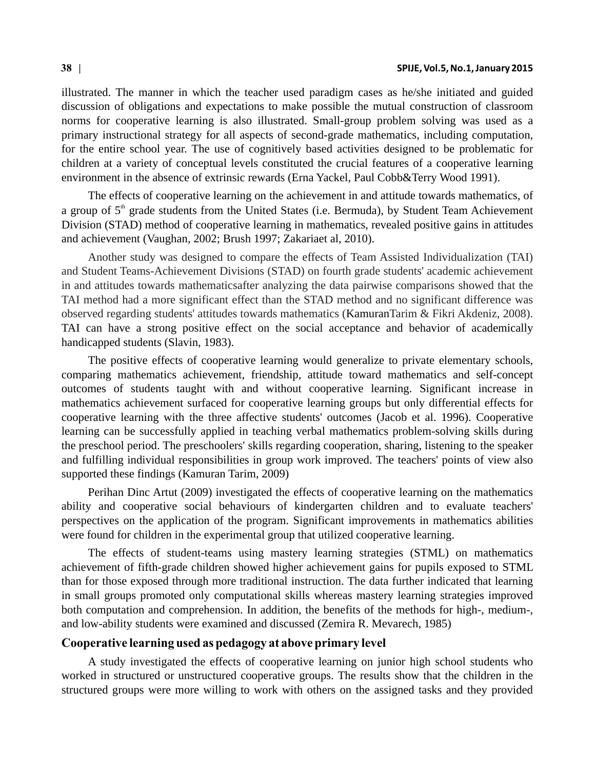illustrated. The manner in which the teacher used paradigm cases as he/she initiated and guided discussion of obligations and expectations to make possible the mutual construction of classroom norms for cooperative learning is also illustrated. Small-group problem solving was used as a primary instructional strategy for all aspects of second-grade mathematics, including computation, for the entire school year. The use of cognitively based activities designed to be problematic for children at a variety of conceptual levels constituted the crucial features of a cooperative learning environment in the absence of extrinsic rewards (Erna Yackel, Paul Cobb&Terry Wood 1991).

The effects of cooperative learning on the achievement in and attitude towards mathematics, of a group of 5th grade students from the United States (i.e. Bermuda), by Student Team Achievement Division (STAD) method of cooperative learning in mathematics, revealed positive gains in attitudes and achievement (Vaughan, 2002; Brush 1997; Zakariaet al, 2010).

Another study was designed to compare the effects of Team Assisted Individualization (TAI) and Student Teams-Achievement Divisions (STAD) on fourth grade students' academic achievement in and attitudes towards mathematicsafter analyzing the data pairwise comparisons showed that the TAI method had a more significant effect than the STAD method and no significant difference was observed regarding students' attitudes towards mathematics (KamuranTarim & Fikri Akdeniz, 2008). TAI can have a strong positive effect on the social acceptance and behavior of academically handicapped students (Slavin, 1983).

The positive effects of cooperative learning would generalize to private elementary schools, comparing mathematics achievement, friendship, attitude toward mathematics and self-concept outcomes of students taught with and without cooperative learning. Significant increase in mathematics achievement surfaced for cooperative learning groups but only differential effects for cooperative learning with the three affective students' outcomes (Jacob et al. 1996). Cooperative learning can be successfully applied in teaching verbal mathematics problem-solving skills during the preschool period. The preschoolers' skills regarding cooperation, sharing, listening to the speaker and fulfilling individual responsibilities in group work improved. The teachers' points of view also supported these findings (Kamuran Tarim, 2009)

Perihan Dinc Artut (2009) investigated the effects of cooperative learning on the mathematics ability and cooperative social behaviours of kindergarten children and to evaluate teachers' perspectives on the application of the program. Significant improvements in mathematics abilities were found for children in the experimental group that utilized cooperative learning.

The effects of student-teams using mastery learning strategies (STML) on mathematics achievement of fifth-grade children showed higher achievement gains for pupils exposed to STML than for those exposed through more traditional instruction. The data further indicated that learning in small groups promoted only computational skills whereas mastery learning strategies improved both computation and comprehension. In addition, the benefits of the methods for high-, medium-, and low-ability students were examined and discussed (Zemira R. Mevarech, 1985)

## Cooperative learning used as pedagogy at above primary level

A study investigated the effects of cooperative learning on junior high school students who worked in structured or unstructured cooperative groups. The results show that the children in the structured groups were more willing to work with others on the assigned tasks and they provided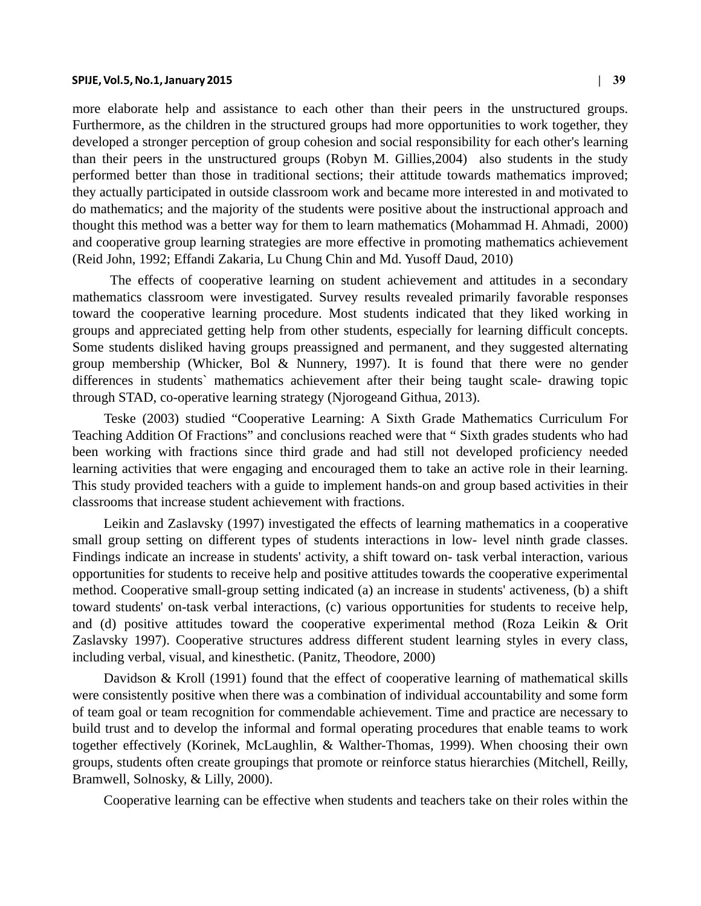more elaborate help and assistance to each other than their peers in the unstructured groups. Furthermore, as the children in the structured groups had more opportunities to work together, they developed a stronger perception of group cohesion and social responsibility for each other's learning than their peers in the unstructured groups (Robyn M. Gillies,2004) also students in the study performed better than those in traditional sections; their attitude towards mathematics improved; they actually participated in outside classroom work and became more interested in and motivated to do mathematics; and the majority of the students were positive about the instructional approach and thought this method was a better way for them to learn mathematics (Mohammad H. Ahmadi, 2000) and cooperative group learning strategies are more effective in promoting mathematics achievement (Reid John, 1992; Effandi Zakaria, Lu Chung Chin and Md. Yusoff Daud, 2010)

The effects of cooperative learning on student achievement and attitudes in a secondary mathematics classroom were investigated. Survey results revealed primarily favorable responses toward the cooperative learning procedure. Most students indicated that they liked working in groups and appreciated getting help from other students, especially for learning difficult concepts. Some students disliked having groups preassigned and permanent, and they suggested alternating group membership (Whicker, Bol & Nunnery, 1997). It is found that there were no gender differences in students` mathematics achievement after their being taught scale- drawing topic through STAD, co-operative learning strategy (Njorogeand Githua, 2013).

Teske (2003) studied "Cooperative Learning: A Sixth Grade Mathematics Curriculum For Teaching Addition Of Fractions" and conclusions reached were that " Sixth grades students who had been working with fractions since third grade and had still not developed proficiency needed learning activities that were engaging and encouraged them to take an active role in their learning. This study provided teachers with a guide to implement hands-on and group based activities in their classrooms that increase student achievement with fractions.

Leikin and Zaslavsky (1997) investigated the effects of learning mathematics in a cooperative small group setting on different types of students interactions in low- level ninth grade classes. Findings indicate an increase in students' activity, a shift toward on- task verbal interaction, various opportunities for students to receive help and positive attitudes towards the cooperative experimental method. Cooperative small-group setting indicated (a) an increase in students' activeness, (b) a shift toward students' on-task verbal interactions, (c) various opportunities for students to receive help, and (d) positive attitudes toward the cooperative experimental method (Roza Leikin & Orit Zaslavsky 1997). Cooperative structures address different student learning styles in every class, including verbal, visual, and kinesthetic. (Panitz, Theodore, 2000)

Davidson & Kroll (1991) found that the effect of cooperative learning of mathematical skills were consistently positive when there was a combination of individual accountability and some form of team goal or team recognition for commendable achievement. Time and practice are necessary to build trust and to develop the informal and formal operating procedures that enable teams to work together effectively (Korinek, McLaughlin, & Walther-Thomas, 1999). When choosing their own groups, students often create groupings that promote or reinforce status hierarchies (Mitchell, Reilly, Bramwell, Solnosky, & Lilly, 2000).

Cooperative learning can be effective when students and teachers take on their roles within the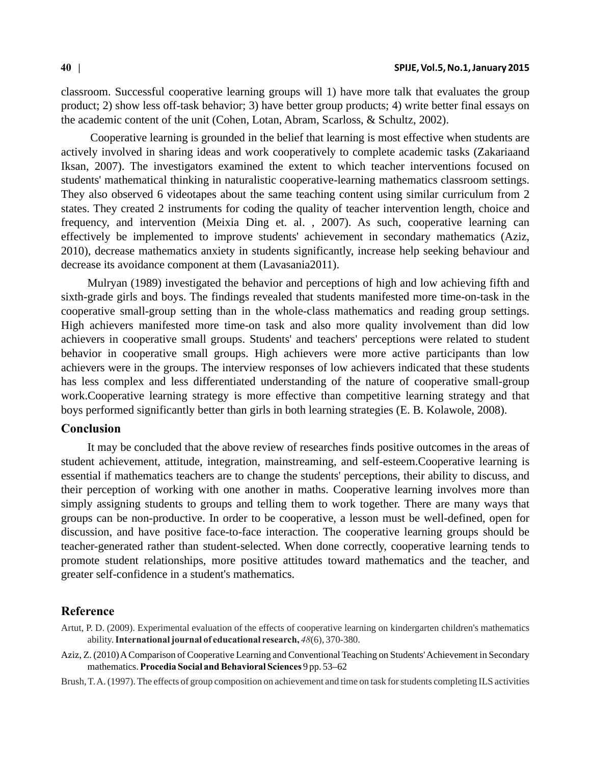classroom. Successful cooperative learning groups will 1) have more talk that evaluates the group product; 2) show less off-task behavior; 3) have better group products; 4) write better final essays on the academic content of the unit (Cohen, Lotan, Abram, Scarloss, & Schultz, 2002).

Cooperative learning is grounded in the belief that learning is most effective when students are actively involved in sharing ideas and work cooperatively to complete academic tasks (Zakariaand Iksan, 2007). The investigators examined the extent to which teacher interventions focused on students' mathematical thinking in naturalistic cooperative-learning mathematics classroom settings. They also observed 6 videotapes about the same teaching content using similar curriculum from 2 states. They created 2 instruments for coding the quality of teacher intervention length, choice and frequency, and intervention (Meixia Ding et. al. , 2007). As such, cooperative learning can effectively be implemented to improve students' achievement in secondary mathematics (Aziz, 2010), decrease mathematics anxiety in students significantly, increase help seeking behaviour and decrease its avoidance component at them (Lavasania2011).

Mulryan (1989) investigated the behavior and perceptions of high and low achieving fifth and sixth-grade girls and boys. The findings revealed that students manifested more time-on-task in the cooperative small-group setting than in the whole-class mathematics and reading group settings. High achievers manifested more time-on task and also more quality involvement than did low achievers in cooperative small groups. Students' and teachers' perceptions were related to student behavior in cooperative small groups. High achievers were more active participants than low achievers were in the groups. The interview responses of low achievers indicated that these students has less complex and less differentiated understanding of the nature of cooperative small-group work.Cooperative learning strategy is more effective than competitive learning strategy and that boys performed significantly better than girls in both learning strategies (E. B. Kolawole, 2008).

## Conclusion

It may be concluded that the above review of researches finds positive outcomes in the areas of student achievement, attitude, integration, mainstreaming, and self-esteem.Cooperative learning is essential if mathematics teachers are to change the students' perceptions, their ability to discuss, and their perception of working with one another in maths. Cooperative learning involves more than simply assigning students to groups and telling them to work together. There are many ways that groups can be non-productive. In order to be cooperative, a lesson must be well-defined, open for discussion, and have positive face-to-face interaction. The cooperative learning groups should be teacher-generated rather than student-selected. When done correctly, cooperative learning tends to promote student relationships, more positive attitudes toward mathematics and the teacher, and greater self-confidence in a student's mathematics.

## Reference

Artut, P. D. (2009). Experimental evaluation of the effects of cooperative learning on kindergarten children's mathematics ability. **International journal of educational research,** *48*(6), 370-380.

Aziz, Z. (2010) A Comparison of Cooperative Learning and Conventional Teaching on Students' Achievement in Secondary mathematics. **Procedia Social and Behavioral Sciences** 9 pp. 53–62

Brush, T. A. (1997). The effects of group composition on achievement and time on task for students completing ILS activities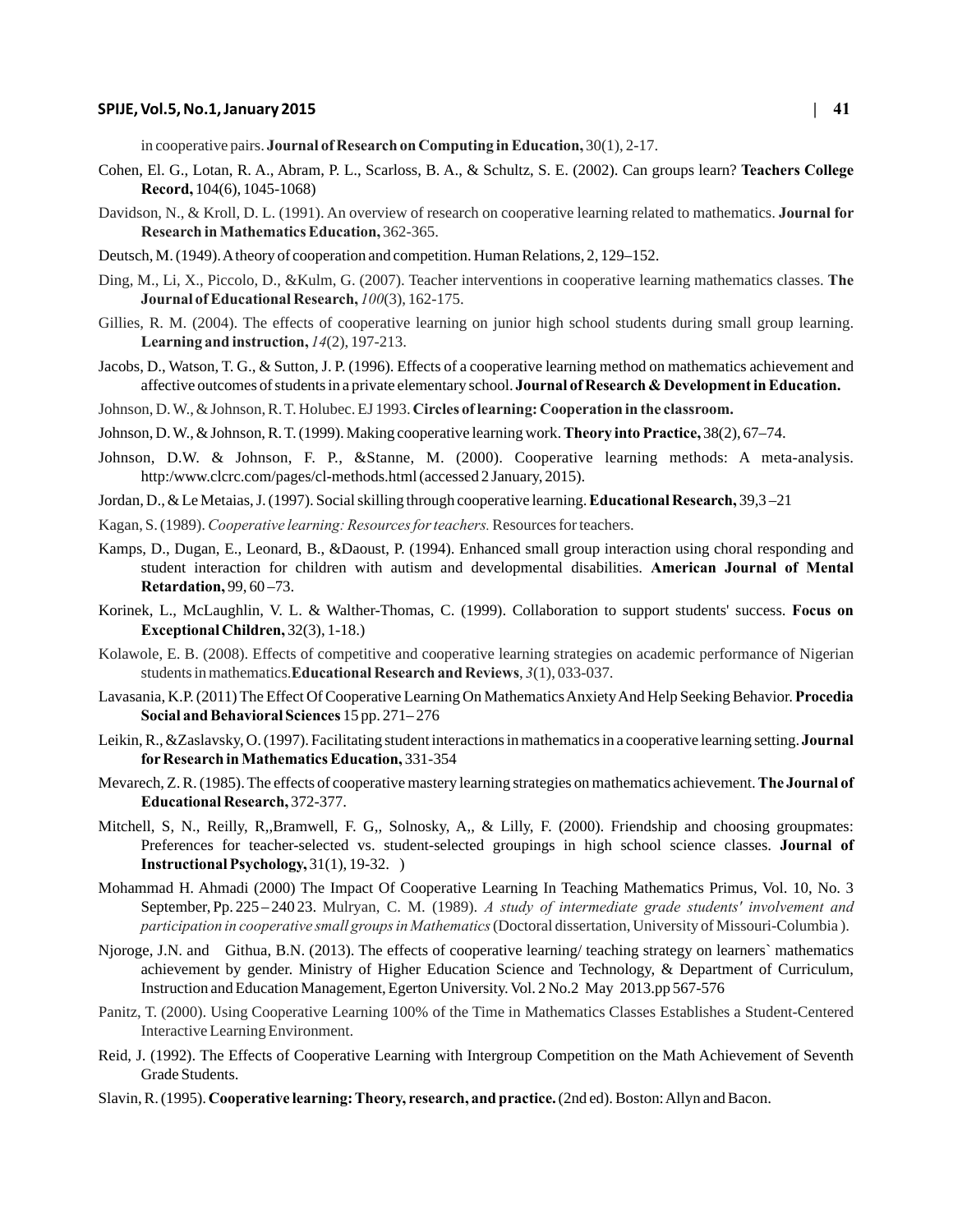in cooperative pairs. **Journal of Research on Computing in Education,** 30(1), 2-17.

Cohen, El. G., Lotan, R. A., Abram, P. L., Scarloss, B. A., & Schultz, S. E. (2002). Can groups learn? **Teachers College Record,** 104(6), 1045-1068)

Davidson, N., & Kroll, D. L. (1991). An overview of research on cooperative learning related to mathematics. **Journal for Research in Mathematics Education,** 362-365.

Deutsch, M. (1949). A theory of cooperation and competition. Human Relations, 2, 129–152.

Ding, M., Li, X., Piccolo, D., &Kulm, G. (2007). Teacher interventions in cooperative learning mathematics classes. **The Journal of Educational Research,** *100*(3), 162-175.

Gillies, R. M. (2004). The effects of cooperative learning on junior high school students during small group learning. **Learning and instruction,** *14*(2), 197-213.

Jacobs, D., Watson, T. G., & Sutton, J. P. (1996). Effects of a cooperative learning method on mathematics achievement and affective outcomes of students in a private elementary school. **Journal of Research & Development in Education.**

Johnson, D. W., & Johnson, R. T. Holubec. EJ 1993. **Circles of learning: Cooperation in the classroom.**

Johnson, D. W., & Johnson, R. T. (1999). Making cooperative learning work. **Theory into Practice,** 38(2), 67–74.

Johnson, D.W. & Johnson, F. P., &Stanne, M. (2000). Cooperative learning methods: A meta-analysis. http:/www.clcrc.com/pages/cl-methods.html (accessed 2 January, 2015).

Jordan, D., & Le Metaias, J. (1997). Social skilling through cooperative learning. **Educational Research,** 39,3 –21

Kagan, S. (1989). *Cooperative learning: Resources for teachers.* Resources for teachers.

Kamps, D., Dugan, E., Leonard, B., &Daoust, P. (1994). Enhanced small group interaction using choral responding and student interaction for children with autism and developmental disabilities. **American Journal of Mental Retardation,** 99, 60 –73.

Korinek, L., McLaughlin, V. L. & Walther-Thomas, C. (1999). Collaboration to support students' success. **Focus on Exceptional Children,** 32(3), 1-18.)

Kolawole, E. B. (2008). Effects of competitive and cooperative learning strategies on academic performance of Nigerian students in mathematics.**Educational Research and Reviews**, *3*(1), 033-037.

Lavasania, K.P. (2011) The Effect Of Cooperative Learning On Mathematics Anxiety And Help Seeking Behavior. **Procedia Social and Behavioral Sciences** 15 pp. 271– 276

Leikin, R., &Zaslavsky, O. (1997). Facilitating student interactions in mathematics in a cooperative learning setting. **Journal for Research in Mathematics Education,** 331-354

Mevarech, Z. R. (1985). The effects of cooperative mastery learning strategies on mathematics achievement. **The Journal of Educational Research,** 372-377.

Mitchell, S, N., Reilly, R,,Bramwell, F. G,, Solnosky, A,, & Lilly, F. (2000). Friendship and choosing groupmates: Preferences for teacher-selected vs. student-selected groupings in high school science classes. **Journal of Instructional Psychology,** 31(1), 19-32. )

Mohammad H. Ahmadi (2000) The Impact Of Cooperative Learning In Teaching Mathematics Primus, Vol. 10, No. 3 September, Pp. 225 – 240 23. Mulryan, C. M. (1989). *A study of intermediate grade students' involvement and participation in cooperative small groups in Mathematics* (Doctoral dissertation, University of Missouri-Columbia ).

Njoroge, J.N. and Githua, B.N. (2013). The effects of cooperative learning/ teaching strategy on learners` mathematics achievement by gender. Ministry of Higher Education Science and Technology, & Department of Curriculum, Instruction and Education Management, Egerton University. Vol. 2 No.2 May 2013.pp 567-576

Panitz, T. (2000). Using Cooperative Learning 100% of the Time in Mathematics Classes Establishes a Student-Centered Interactive Learning Environment.

Reid, J. (1992). The Effects of Cooperative Learning with Intergroup Competition on the Math Achievement of Seventh Grade Students.

Slavin, R. (1995). **Cooperative learning: Theory, research, and practice.** (2nd ed). Boston: Allyn and Bacon.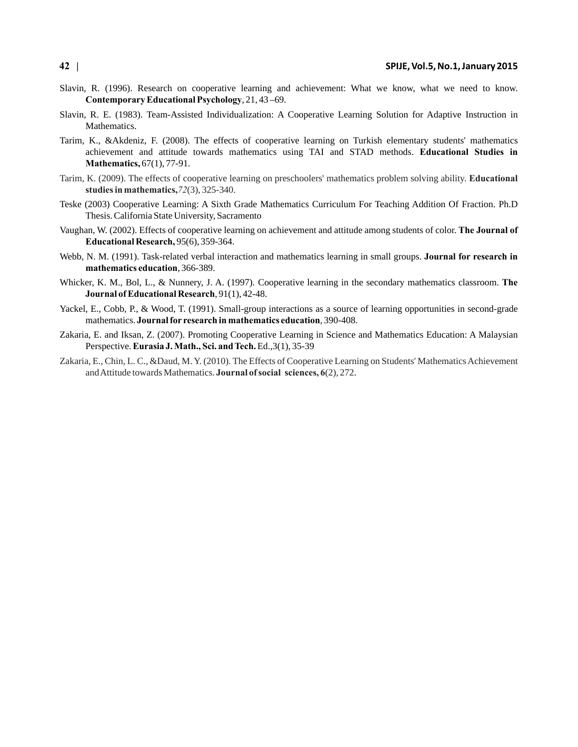Slavin, R. (1996). Research on cooperative learning and achievement: What we know, what we need to know. **Contemporary Educational Psychology**, 21, 43 –69.

Slavin, R. E. (1983). Team-Assisted Individualization: A Cooperative Learning Solution for Adaptive Instruction in Mathematics.

Tarim, K., &Akdeniz, F. (2008). The effects of cooperative learning on Turkish elementary students' mathematics achievement and attitude towards mathematics using TAI and STAD methods. **Educational Studies in Mathematics,** 67(1), 77-91.

Tarim, K. (2009). The effects of cooperative learning on preschoolers' mathematics problem solving ability. **Educational studies in mathematics,** *72*(3), 325-340.

Teske (2003) Cooperative Learning: A Sixth Grade Mathematics Curriculum For Teaching Addition Of Fraction. Ph.D Thesis. California State University, Sacramento

Vaughan, W. (2002). Effects of cooperative learning on achievement and attitude among students of color. **The Journal of Educational Research,** 95(6), 359-364.

Webb, N. M. (1991). Task-related verbal interaction and mathematics learning in small groups. **Journal for research in mathematics education**, 366-389.

Whicker, K. M., Bol, L., & Nunnery, J. A. (1997). Cooperative learning in the secondary mathematics classroom. **The Journal of Educational Research**, 91(1), 42-48.

Yackel, E., Cobb, P., & Wood, T. (1991). Small-group interactions as a source of learning opportunities in second-grade mathematics. **Journal for research in mathematics education**, 390-408.

Zakaria, E. and Iksan, Z. (2007). Promoting Cooperative Learning in Science and Mathematics Education: A Malaysian Perspective. **Eurasia J. Math., Sci. and Tech.** Ed.,3(1), 35-39

Zakaria, E., Chin, L. C., &Daud, M. Y. (2010). The Effects of Cooperative Learning on Students' Mathematics Achievement and Attitude towards Mathematics. **Journal of social sciences, 6**(2), 272.